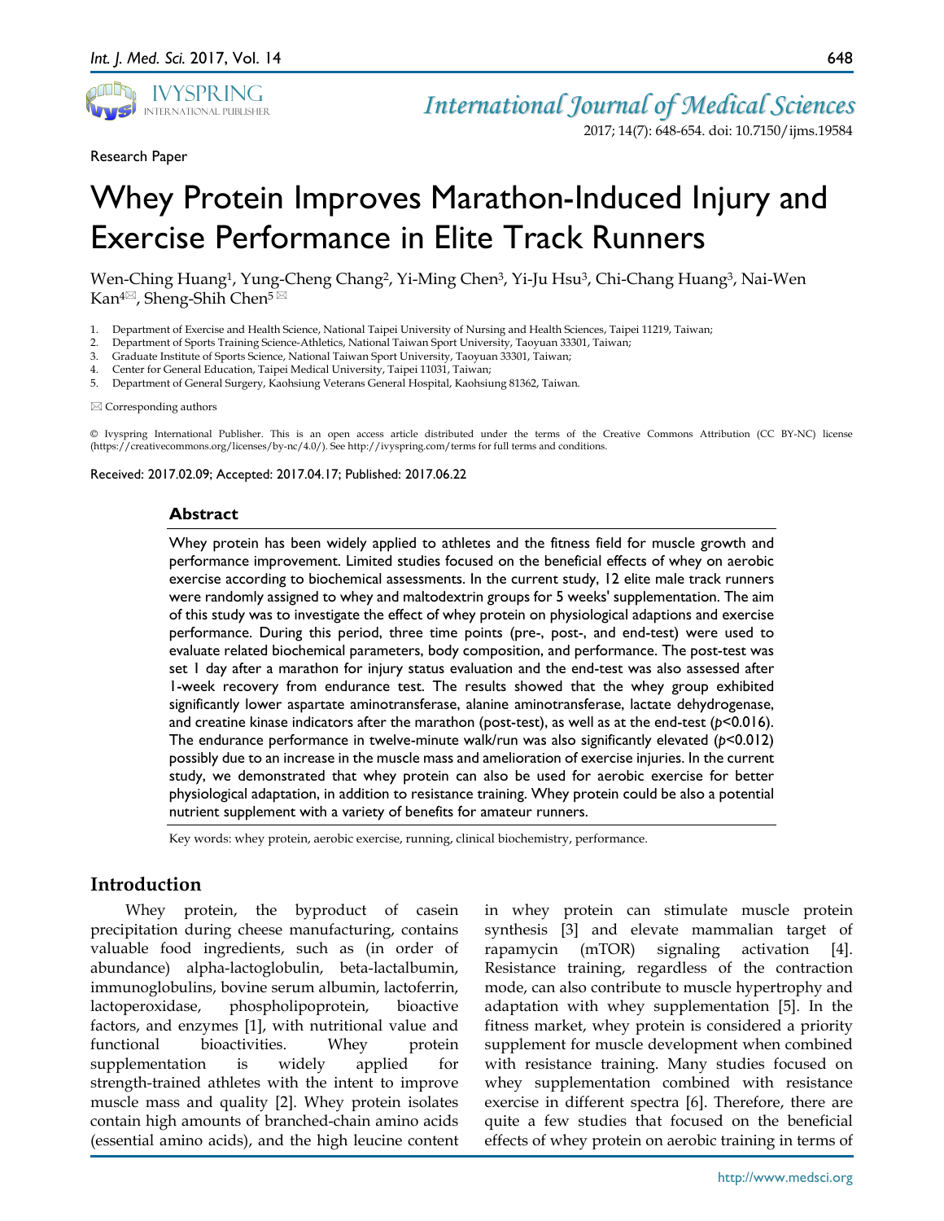Research Paper

# Whey Protein Improves Marathon-Induced Injury and Exercise Performance in Elite Track Runners

Wen-Ching Huang[1], Yung-Cheng Chang[2], Yi-Ming Chen[3], Yi-Ju Hsu[3], Chi-Chang Huang[3], Nai-Wen Kan[4]✉, Sheng-Shih Chen[5]✉

1. Department of Exercise and Health Science, National Taipei University of Nursing and Health Sciences, Taipei 11219, Taiwan;
2. Department of Sports Training Science-Athletics, National Taiwan Sport University, Taoyuan 33301, Taiwan;
3. Graduate Institute of Sports Science, National Taiwan Sport University, Taoyuan 33301, Taiwan;
4. Center for General Education, Taipei Medical University, Taipei 11031, Taiwan;
5. Department of General Surgery, Kaohsiung Veterans General Hospital, Kaohsiung 81362, Taiwan.

✉ Corresponding authors

© Ivyspring International Publisher. This is an open access article distributed under the terms of the Creative Commons Attribution (CC BY-NC) license (https://creativecommons.org/licenses/by-nc/4.0/). See http://ivyspring.com/terms for full terms and conditions.

Received: 2017.02.09; Accepted: 2017.04.17; Published: 2017.06.22

## Abstract

Whey protein has been widely applied to athletes and the fitness field for muscle growth and performance improvement. Limited studies focused on the beneficial effects of whey on aerobic exercise according to biochemical assessments. In the current study, 12 elite male track runners were randomly assigned to whey and maltodextrin groups for 5 weeks' supplementation. The aim of this study was to investigate the effect of whey protein on physiological adaptions and exercise performance. During this period, three time points (pre-, post-, and end-test) were used to evaluate related biochemical parameters, body composition, and performance. The post-test was set 1 day after a marathon for injury status evaluation and the end-test was also assessed after 1-week recovery from endurance test. The results showed that the whey group exhibited significantly lower aspartate aminotransferase, alanine aminotransferase, lactate dehydrogenase, and creatine kinase indicators after the marathon (post-test), as well as at the end-test ($p<0.016$). The endurance performance in twelve-minute walk/run was also significantly elevated ($p<0.012$) possibly due to an increase in the muscle mass and amelioration of exercise injuries. In the current study, we demonstrated that whey protein can also be used for aerobic exercise for better physiological adaptation, in addition to resistance training. Whey protein could be also a potential nutrient supplement with a variety of benefits for amateur runners.

Key words: whey protein, aerobic exercise, running, clinical biochemistry, performance.

## Introduction

Whey protein, the byproduct of casein precipitation during cheese manufacturing, contains valuable food ingredients, such as (in order of abundance) alpha-lactoglobulin, beta-lactalbumin, immunoglobulins, bovine serum albumin, lactoferrin, lactoperoxidase, phospholipoprotein, bioactive factors, and enzymes [1], with nutritional value and functional bioactivities. Whey protein supplementation is widely applied for strength-trained athletes with the intent to improve muscle mass and quality [2]. Whey protein isolates contain high amounts of branched-chain amino acids (essential amino acids), and the high leucine content in whey protein can stimulate muscle protein synthesis [3] and elevate mammalian target of rapamycin (mTOR) signaling activation [4]. Resistance training, regardless of the contraction mode, can also contribute to muscle hypertrophy and adaptation with whey supplementation [5]. In the fitness market, whey protein is considered a priority supplement for muscle development when combined with resistance training. Many studies focused on whey supplementation combined with resistance exercise in different spectra [6]. Therefore, there are quite a few studies that focused on the beneficial effects of whey protein on aerobic training in terms of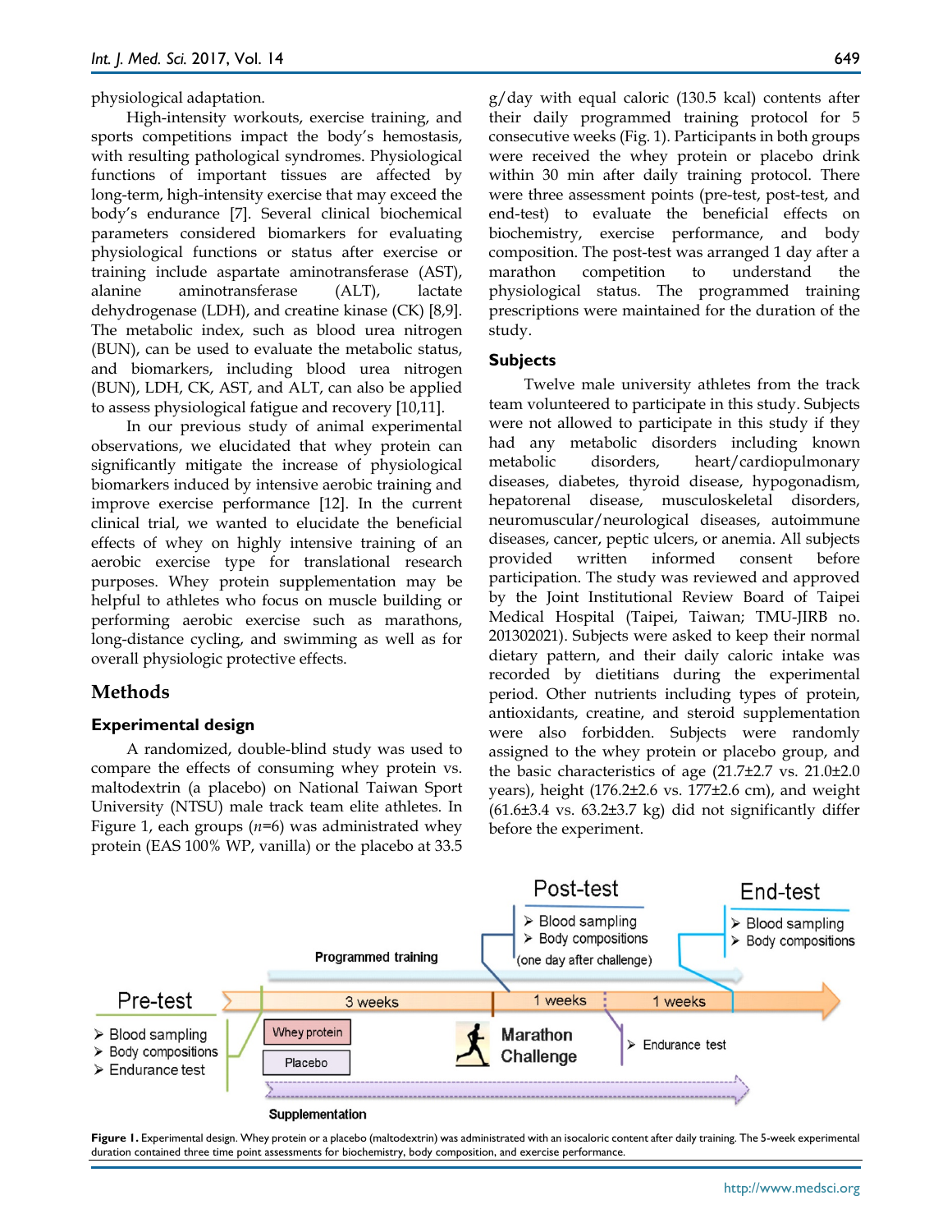physiological adaptation.

High-intensity workouts, exercise training, and sports competitions impact the body's hemostasis, with resulting pathological syndromes. Physiological functions of important tissues are affected by long-term, high-intensity exercise that may exceed the body's endurance [7]. Several clinical biochemical parameters considered biomarkers for evaluating physiological functions or status after exercise or training include aspartate aminotransferase (AST), alanine aminotransferase (ALT), lactate dehydrogenase (LDH), and creatine kinase (CK) [8,9]. The metabolic index, such as blood urea nitrogen (BUN), can be used to evaluate the metabolic status, and biomarkers, including blood urea nitrogen (BUN), LDH, CK, AST, and ALT, can also be applied to assess physiological fatigue and recovery [10,11].

In our previous study of animal experimental observations, we elucidated that whey protein can significantly mitigate the increase of physiological biomarkers induced by intensive aerobic training and improve exercise performance [12]. In the current clinical trial, we wanted to elucidate the beneficial effects of whey on highly intensive training of an aerobic exercise type for translational research purposes. Whey protein supplementation may be helpful to athletes who focus on muscle building or performing aerobic exercise such as marathons, long-distance cycling, and swimming as well as for overall physiologic protective effects.

## Methods

### Experimental design

A randomized, double-blind study was used to compare the effects of consuming whey protein vs. maltodextrin (a placebo) on National Taiwan Sport University (NTSU) male track team elite athletes. In Figure 1, each groups (*n*=6) was administrated whey protein (EAS 100% WP, vanilla) or the placebo at 33.5 g/day with equal caloric (130.5 kcal) contents after their daily programmed training protocol for 5 consecutive weeks (Fig. 1). Participants in both groups were received the whey protein or placebo drink within 30 min after daily training protocol. There were three assessment points (pre-test, post-test, and end-test) to evaluate the beneficial effects on biochemistry, exercise performance, and body composition. The post-test was arranged 1 day after a marathon competition to understand the physiological status. The programmed training prescriptions were maintained for the duration of the study.

### Subjects

Twelve male university athletes from the track team volunteered to participate in this study. Subjects were not allowed to participate in this study if they had any metabolic disorders including known metabolic disorders, heart/cardiopulmonary diseases, diabetes, thyroid disease, hypogonadism, hepatorenal disease, musculoskeletal disorders, neuromuscular/neurological diseases, autoimmune diseases, cancer, peptic ulcers, or anemia. All subjects provided written informed consent before participation. The study was reviewed and approved by the Joint Institutional Review Board of Taipei Medical Hospital (Taipei, Taiwan; TMU-JIRB no. 201302021). Subjects were asked to keep their normal dietary pattern, and their daily caloric intake was recorded by dietitians during the experimental period. Other nutrients including types of protein, antioxidants, creatine, and steroid supplementation were also forbidden. Subjects were randomly assigned to the whey protein or placebo group, and the basic characteristics of age (21.7±2.7 vs. 21.0±2.0 years), height (176.2±2.6 vs. 177±2.6 cm), and weight (61.6±3.4 vs. 63.2±3.7 kg) did not significantly differ before the experiment.

Pre-test
- Blood sampling
- Body compositions
- Endurance test

Programmed training — 3 weeks — 1 weeks — 1 weeks

Whey protein / Placebo — Supplementation

Marathon Challenge

Post-test
- Blood sampling
- Body compositions

(one day after challenge)

- Endurance test

End-test
- Blood sampling
- Body compositions

**Figure 1.** Experimental design. Whey protein or a placebo (maltodextrin) was administrated with an isocaloric content after daily training. The 5-week experimental duration contained three time point assessments for biochemistry, body composition, and exercise performance.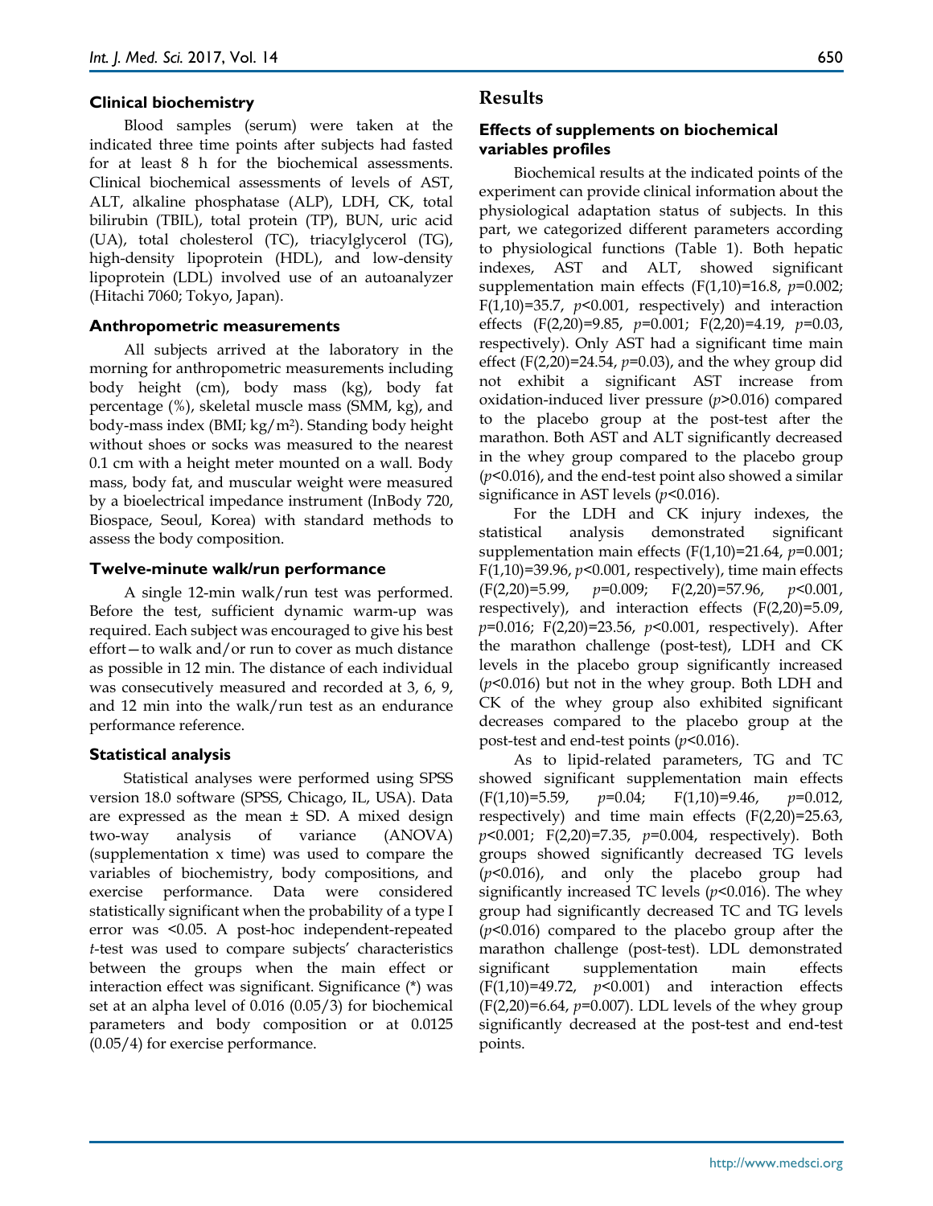### Clinical biochemistry

Blood samples (serum) were taken at the indicated three time points after subjects had fasted for at least 8 h for the biochemical assessments. Clinical biochemical assessments of levels of AST, ALT, alkaline phosphatase (ALP), LDH, CK, total bilirubin (TBIL), total protein (TP), BUN, uric acid (UA), total cholesterol (TC), triacylglycerol (TG), high-density lipoprotein (HDL), and low-density lipoprotein (LDL) involved use of an autoanalyzer (Hitachi 7060; Tokyo, Japan).

### Anthropometric measurements

All subjects arrived at the laboratory in the morning for anthropometric measurements including body height (cm), body mass (kg), body fat percentage (%), skeletal muscle mass (SMM, kg), and body-mass index (BMI; $kg/m^2$). Standing body height without shoes or socks was measured to the nearest 0.1 cm with a height meter mounted on a wall. Body mass, body fat, and muscular weight were measured by a bioelectrical impedance instrument (InBody 720, Biospace, Seoul, Korea) with standard methods to assess the body composition.

### Twelve-minute walk/run performance

A single 12-min walk/run test was performed. Before the test, sufficient dynamic warm-up was required. Each subject was encouraged to give his best effort—to walk and/or run to cover as much distance as possible in 12 min. The distance of each individual was consecutively measured and recorded at 3, 6, 9, and 12 min into the walk/run test as an endurance performance reference.

### Statistical analysis

Statistical analyses were performed using SPSS version 18.0 software (SPSS, Chicago, IL, USA). Data are expressed as the mean ± SD. A mixed design two-way analysis of variance (ANOVA) (supplementation x time) was used to compare the variables of biochemistry, body compositions, and exercise performance. Data were considered statistically significant when the probability of a type I error was <0.05. A post-hoc independent-repeated *t*-test was used to compare subjects' characteristics between the groups when the main effect or interaction effect was significant. Significance (*) was set at an alpha level of 0.016 (0.05/3) for biochemical parameters and body composition or at 0.0125 (0.05/4) for exercise performance.

# Results

### Effects of supplements on biochemical variables profiles

Biochemical results at the indicated points of the experiment can provide clinical information about the physiological adaptation status of subjects. In this part, we categorized different parameters according to physiological functions (Table 1). Both hepatic indexes, AST and ALT, showed significant supplementation main effects ($F(1,10)=16.8$, $p=0.002$; $F(1,10)=35.7$, $p<0.001$, respectively) and interaction effects ($F(2,20)=9.85$, $p=0.001$; $F(2,20)=4.19$, $p=0.03$, respectively). Only AST had a significant time main effect ($F(2,20)=24.54$, $p=0.03$), and the whey group did not exhibit a significant AST increase from oxidation-induced liver pressure ($p>0.016$) compared to the placebo group at the post-test after the marathon. Both AST and ALT significantly decreased in the whey group compared to the placebo group ($p<0.016$), and the end-test point also showed a similar significance in AST levels ($p<0.016$).

For the LDH and CK injury indexes, the statistical analysis demonstrated significant supplementation main effects ($F(1,10)=21.64$, $p=0.001$; $F(1,10)=39.96$, $p<0.001$, respectively), time main effects ($F(2,20)=5.99$, $p=0.009$; $F(2,20)=57.96$, $p<0.001$, respectively), and interaction effects ($F(2,20)=5.09$, $p=0.016$; $F(2,20)=23.56$, $p<0.001$, respectively). After the marathon challenge (post-test), LDH and CK levels in the placebo group significantly increased ($p<0.016$) but not in the whey group. Both LDH and CK of the whey group also exhibited significant decreases compared to the placebo group at the post-test and end-test points ($p<0.016$).

As to lipid-related parameters, TG and TC showed significant supplementation main effects ($F(1,10)=5.59$, $p=0.04$; $F(1,10)=9.46$, $p=0.012$, respectively) and time main effects ($F(2,20)=25.63$, $p<0.001$; $F(2,20)=7.35$, $p=0.004$, respectively). Both groups showed significantly decreased TG levels ($p<0.016$), and only the placebo group had significantly increased TC levels ($p<0.016$). The whey group had significantly decreased TC and TG levels ($p<0.016$) compared to the placebo group after the marathon challenge (post-test). LDL demonstrated significant supplementation main effects ($F(1,10)=49.72$, $p<0.001$) and interaction effects ($F(2,20)=6.64$, $p=0.007$). LDL levels of the whey group significantly decreased at the post-test and end-test points.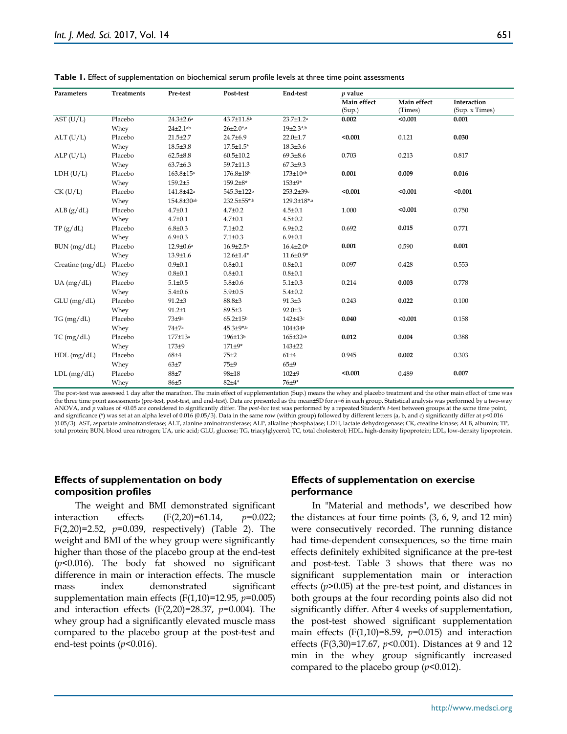**Table 1.** Effect of supplementation on biochemical serum profile levels at three time point assessments

| Parameters | Treatments | Pre-test | Post-test | End-test | *p* value | | |
|---|---|---|---|---|---|---|---|
| | | | | | Main effect (Sup.) | Main effect (Times) | Interaction (Sup. x Times) |
| AST (U/L) | Placebo | 24.3±2.6[a] | 43.7±11.8[b] | 23.7±1.2[a] | **0.002** | **<0.001** | **0.001** |
| | Whey | 24±2.1[ab] | 26±2.0*,[a] | 19±2.3*,[b] | | | |
| ALT (U/L) | Placebo | 21.5±2.7 | 24.7±6.9 | 22.0±1.7 | **<0.001** | 0.121 | **0.030** |
| | Whey | 18.5±3.8 | 17.5±1.5* | 18.3±3.6 | | | |
| ALP (U/L) | Placebo | 62.5±8.8 | 60.5±10.2 | 69.3±8.6 | 0.703 | 0.213 | 0.817 |
| | Whey | 63.7±6.3 | 59.7±11.3 | 67.3±9.3 | | | |
| LDH (U/L) | Placebo | 163.8±15[a] | 176.8±18[b] | 173±10[ab] | **0.001** | **0.009** | **0.016** |
| | Whey | 159.2±5 | 159.2±8* | 153±9* | | | |
| CK (U/L) | Placebo | 141.8±42[a] | 545.3±122[b] | 253.2±39[c] | **<0.001** | **<0.001** | **<0.001** |
| | Whey | 154.8±30[ab] | 232.5±55*,[b] | 129.3±18*,[a] | | | |
| ALB (g/dL) | Placebo | 4.7±0.1 | 4.7±0.2 | 4.5±0.1 | 1.000 | **<0.001** | 0.750 |
| | Whey | 4.7±0.1 | 4.7±0.1 | 4.5±0.2 | | | |
| TP (g/dL) | Placebo | 6.8±0.3 | 7.1±0.2 | 6.9±0.2 | 0.692 | **0.015** | 0.771 |
| | Whey | 6.9±0.3 | 7.1±0.3 | 6.9±0.1 | | | |
| BUN (mg/dL) | Placebo | 12.9±0.6[a] | 16.9±2.5[b] | 16.4±2.0[b] | **0.001** | 0.590 | **0.001** |
| | Whey | 13.9±1.6 | 12.6±1.4* | 11.6±0.9* | | | |
| Creatine (mg/dL) | Placebo | 0.9±0.1 | 0.8±0.1 | 0.8±0.1 | 0.097 | 0.428 | 0.553 |
| | Whey | 0.8±0.1 | 0.8±0.1 | 0.8±0.1 | | | |
| UA (mg/dL) | Placebo | 5.1±0.5 | 5.8±0.6 | 5.1±0.3 | 0.214 | **0.003** | 0.778 |
| | Whey | 5.4±0.6 | 5.9±0.5 | 5.4±0.2 | | | |
| GLU (mg/dL) | Placebo | 91.2±3 | 88.8±3 | 91.3±3 | 0.243 | **0.022** | 0.100 |
| | Whey | 91.2±1 | 89.5±3 | 92.0±3 | | | |
| TG (mg/dL) | Placebo | 73±9[a] | 65.2±15[b] | 142±43[c] | **0.040** | **<0.001** | 0.158 |
| | Whey | 74±7[a] | 45.3±9*,[b] | 104±34[b] | | | |
| TC (mg/dL) | Placebo | 177±13[a] | 196±13[b] | 165±32[ab] | **0.012** | **0.004** | 0.388 |
| | Whey | 173±9 | 171±9* | 143±22 | | | |
| HDL (mg/dL) | Placebo | 68±4 | 75±2 | 61±4 | 0.945 | **0.002** | 0.303 |
| | Whey | 63±7 | 75±9 | 65±9 | | | |
| LDL (mg/dL) | Placebo | 88±7 | 98±18 | 102±9 | **<0.001** | 0.489 | **0.007** |
| | Whey | 86±5 | 82±4* | 76±9* | | | |

The post-test was assessed 1 day after the marathon. The main effect of supplementation (Sup.) means the whey and placebo treatment and the other main effect of time was the three time point assessments (pre-test, post-test, and end-test). Data are presented as the mean±SD for *n*=6 in each group. Statistical analysis was performed by a two-way ANOVA, and *p* values of <0.05 are considered to significantly differ. The *post-hoc* test was performed by a repeated Student's *t*-test between groups at the same time point, and significance (*) was set at an alpha level of 0.016 (0.05/3). Data in the same row (within group) followed by different letters (a, b, and c) significantly differ at $p<0.016$ (0.05/3). AST, aspartate aminotransferase; ALT, alanine aminotransferase; ALP, alkaline phosphatase; LDH, lactate dehydrogenase; CK, creatine kinase; ALB, albumin; TP, total protein; BUN, blood urea nitrogen; UA, uric acid; GLU, glucose; TG, triacylglycerol; TC, total cholesterol; HDL, high-density lipoprotein; LDL, low-density lipoprotein.

### Effects of supplementation on body composition profiles

The weight and BMI demonstrated significant interaction effects ($F(2,20)=61.14$, $p=0.022$; $F(2,20)=2.52$, $p=0.039$, respectively) (Table 2). The weight and BMI of the whey group were significantly higher than those of the placebo group at the end-test ($p<0.016$). The body fat showed no significant difference in main or interaction effects. The muscle mass index demonstrated significant supplementation main effects ($F(1,10)=12.95$, $p=0.005$) and interaction effects ($F(2,20)=28.37$, $p=0.004$). The whey group had a significantly elevated muscle mass compared to the placebo group at the post-test and end-test points ($p<0.016$).

### Effects of supplementation on exercise performance

In "Material and methods", we described how the distances at four time points (3, 6, 9, and 12 min) were consecutively recorded. The running distance had time-dependent consequences, so the time main effects definitely exhibited significance at the pre-test and post-test. Table 3 shows that there was no significant supplementation main or interaction effects ($p>0.05$) at the pre-test point, and distances in both groups at the four recording points also did not significantly differ. After 4 weeks of supplementation, the post-test showed significant supplementation main effects ($F(1,10)=8.59$, $p=0.015$) and interaction effects ($F(3,30)=17.67$, $p<0.001$). Distances at 9 and 12 min in the whey group significantly increased compared to the placebo group ($p<0.012$).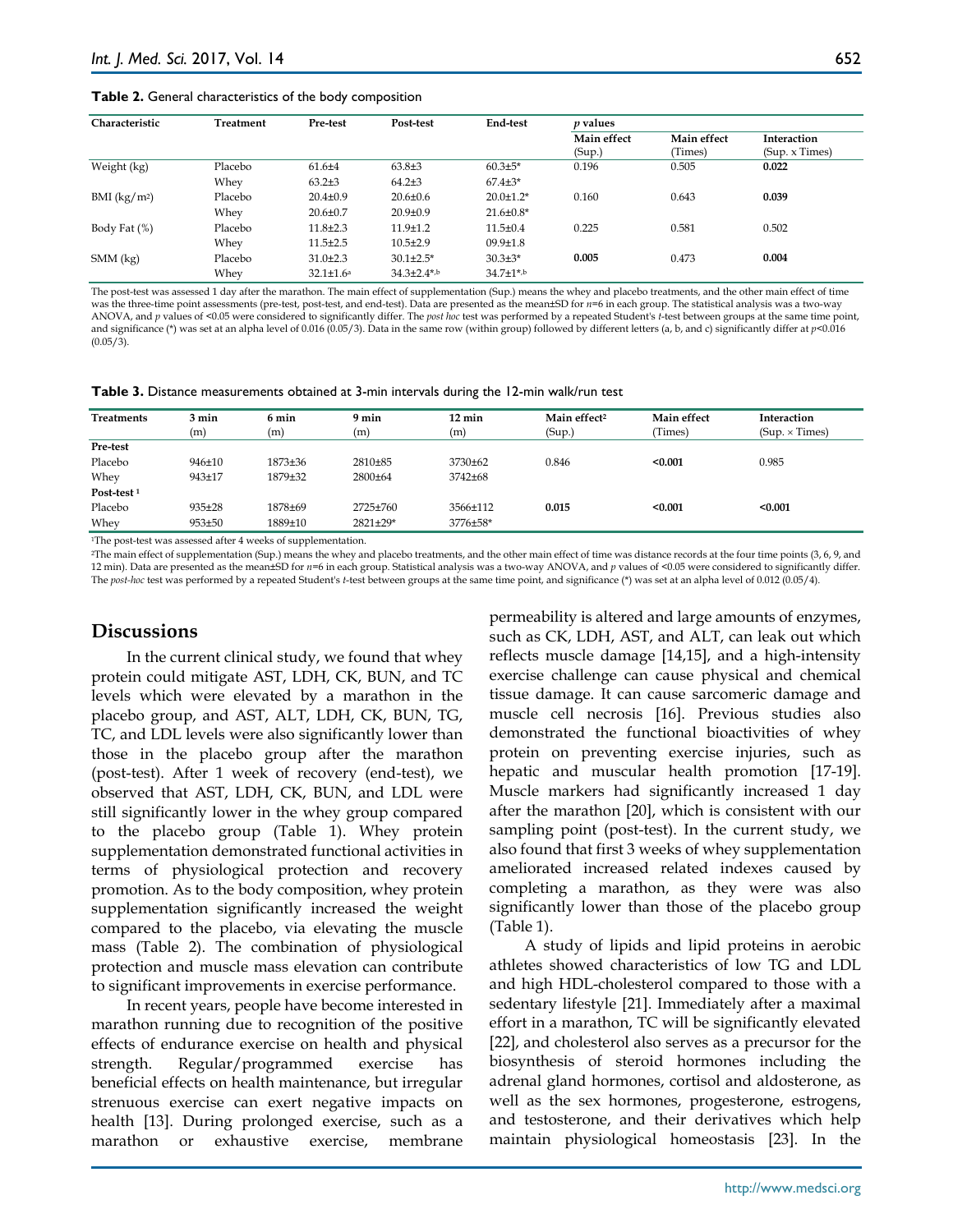**Table 2.** General characteristics of the body composition

| Characteristic | Treatment | Pre-test | Post-test | End-test | *p* values | | |
|---|---|---|---|---|---|---|---|
| | | | | | Main effect (Sup.) | Main effect (Times) | Interaction (Sup. x Times) |
| Weight (kg) | Placebo | 61.6±4 | 63.8±3 | 60.3±5* | 0.196 | 0.505 | **0.022** |
| | Whey | 63.2±3 | 64.2±3 | 67.4±3* | | | |
| BMI (kg/m²) | Placebo | 20.4±0.9 | 20.6±0.6 | 20.0±1.2* | 0.160 | 0.643 | **0.039** |
| | Whey | 20.6±0.7 | 20.9±0.9 | 21.6±0.8* | | | |
| Body Fat (%) | Placebo | 11.8±2.3 | 11.9±1.2 | 11.5±0.4 | 0.225 | 0.581 | 0.502 |
| | Whey | 11.5±2.5 | 10.5±2.9 | 09.9±1.8 | | | |
| SMM (kg) | Placebo | 31.0±2.3 | 30.1±2.5* | 30.3±3* | **0.005** | 0.473 | **0.004** |
| | Whey | 32.1±1.6[a] | 34.3±2.4*[,b] | 34.7±1*[,b] | | | |

The post-test was assessed 1 day after the marathon. The main effect of supplementation (Sup.) means the whey and placebo treatments, and the other main effect of time was the three-time point assessments (pre-test, post-test, and end-test). Data are presented as the mean±SD for *n*=6 in each group. The statistical analysis was a two-way ANOVA, and *p* values of <0.05 were considered to significantly differ. The *post hoc* test was performed by a repeated Student's *t*-test between groups at the same time point, and significance (*) was set at an alpha level of 0.016 (0.05/3). Data in the same row (within group) followed by different letters (a, b, and c) significantly differ at *p*<0.016 (0.05/3).

**Table 3.** Distance measurements obtained at 3-min intervals during the 12-min walk/run test

| Treatments | 3 min (m) | 6 min (m) | 9 min (m) | 12 min (m) | Main effect[2] (Sup.) | Main effect (Times) | Interaction (Sup. × Times) |
|---|---|---|---|---|---|---|---|
| **Pre-test** | | | | | | | |
| Placebo | 946±10 | 1873±36 | 2810±85 | 3730±62 | 0.846 | **<0.001** | 0.985 |
| Whey | 943±17 | 1879±32 | 2800±64 | 3742±68 | | | |
| **Post-test [1]** | | | | | | | |
| Placebo | 935±28 | 1878±69 | 2725±760 | 3566±112 | **0.015** | **<0.001** | **<0.001** |
| Whey | 953±50 | 1889±10 | 2821±29* | 3776±58* | | | |

[1]The post-test was assessed after 4 weeks of supplementation.
[2]The main effect of supplementation (Sup.) means the whey and placebo treatments, and the other main effect of time was distance records at the four time points (3, 6, 9, and 12 min). Data are presented as the mean±SD for *n*=6 in each group. Statistical analysis was a two-way ANOVA, and *p* values of <0.05 were considered to significantly differ. The *post-hoc* test was performed by a repeated Student's *t*-test between groups at the same time point, and significance (*) was set at an alpha level of 0.012 (0.05/4).

## Discussions

In the current clinical study, we found that whey protein could mitigate AST, LDH, CK, BUN, and TC levels which were elevated by a marathon in the placebo group, and AST, ALT, LDH, CK, BUN, TG, TC, and LDL levels were also significantly lower than those in the placebo group after the marathon (post-test). After 1 week of recovery (end-test), we observed that AST, LDH, CK, BUN, and LDL were still significantly lower in the whey group compared to the placebo group (Table 1). Whey protein supplementation demonstrated functional activities in terms of physiological protection and recovery promotion. As to the body composition, whey protein supplementation significantly increased the weight compared to the placebo, via elevating the muscle mass (Table 2). The combination of physiological protection and muscle mass elevation can contribute to significant improvements in exercise performance.

In recent years, people have become interested in marathon running due to recognition of the positive effects of endurance exercise on health and physical strength. Regular/programmed exercise has beneficial effects on health maintenance, but irregular strenuous exercise can exert negative impacts on health [13]. During prolonged exercise, such as a marathon or exhaustive exercise, membrane permeability is altered and large amounts of enzymes, such as CK, LDH, AST, and ALT, can leak out which reflects muscle damage [14,15], and a high-intensity exercise challenge can cause physical and chemical tissue damage. It can cause sarcomeric damage and muscle cell necrosis [16]. Previous studies also demonstrated the functional bioactivities of whey protein on preventing exercise injuries, such as hepatic and muscular health promotion [17-19]. Muscle markers had significantly increased 1 day after the marathon [20], which is consistent with our sampling point (post-test). In the current study, we also found that first 3 weeks of whey supplementation ameliorated increased related indexes caused by completing a marathon, as they were was also significantly lower than those of the placebo group (Table 1).

A study of lipids and lipid proteins in aerobic athletes showed characteristics of low TG and LDL and high HDL-cholesterol compared to those with a sedentary lifestyle [21]. Immediately after a maximal effort in a marathon, TC will be significantly elevated [22], and cholesterol also serves as a precursor for the biosynthesis of steroid hormones including the adrenal gland hormones, cortisol and aldosterone, as well as the sex hormones, progesterone, estrogens, and testosterone, and their derivatives which help maintain physiological homeostasis [23]. In the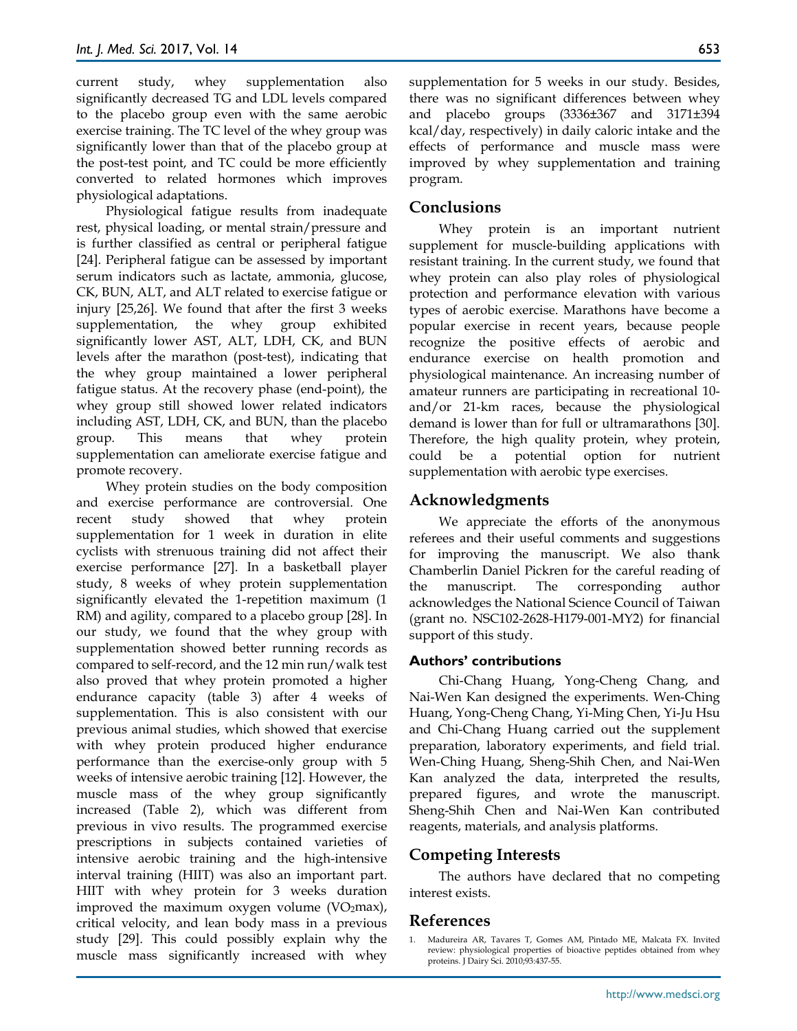current study, whey supplementation also significantly decreased TG and LDL levels compared to the placebo group even with the same aerobic exercise training. The TC level of the whey group was significantly lower than that of the placebo group at the post-test point, and TC could be more efficiently converted to related hormones which improves physiological adaptations.

Physiological fatigue results from inadequate rest, physical loading, or mental strain/pressure and is further classified as central or peripheral fatigue [24]. Peripheral fatigue can be assessed by important serum indicators such as lactate, ammonia, glucose, CK, BUN, ALT, and ALT related to exercise fatigue or injury [25,26]. We found that after the first 3 weeks supplementation, the whey group exhibited significantly lower AST, ALT, LDH, CK, and BUN levels after the marathon (post-test), indicating that the whey group maintained a lower peripheral fatigue status. At the recovery phase (end-point), the whey group still showed lower related indicators including AST, LDH, CK, and BUN, than the placebo group. This means that whey protein supplementation can ameliorate exercise fatigue and promote recovery.

Whey protein studies on the body composition and exercise performance are controversial. One recent study showed that whey protein supplementation for 1 week in duration in elite cyclists with strenuous training did not affect their exercise performance [27]. In a basketball player study, 8 weeks of whey protein supplementation significantly elevated the 1-repetition maximum (1 RM) and agility, compared to a placebo group [28]. In our study, we found that the whey group with supplementation showed better running records as compared to self-record, and the 12 min run/walk test also proved that whey protein promoted a higher endurance capacity (table 3) after 4 weeks of supplementation. This is also consistent with our previous animal studies, which showed that exercise with whey protein produced higher endurance performance than the exercise-only group with 5 weeks of intensive aerobic training [12]. However, the muscle mass of the whey group significantly increased (Table 2), which was different from previous in vivo results. The programmed exercise prescriptions in subjects contained varieties of intensive aerobic training and the high-intensive interval training (HIIT) was also an important part. HIIT with whey protein for 3 weeks duration improved the maximum oxygen volume ($VO_2$max), critical velocity, and lean body mass in a previous study [29]. This could possibly explain why the muscle mass significantly increased with whey supplementation for 5 weeks in our study. Besides, there was no significant differences between whey and placebo groups (3336±367 and 3171±394 kcal/day, respectively) in daily caloric intake and the effects of performance and muscle mass were improved by whey supplementation and training program.

## Conclusions

Whey protein is an important nutrient supplement for muscle-building applications with resistant training. In the current study, we found that whey protein can also play roles of physiological protection and performance elevation with various types of aerobic exercise. Marathons have become a popular exercise in recent years, because people recognize the positive effects of aerobic and endurance exercise on health promotion and physiological maintenance. An increasing number of amateur runners are participating in recreational 10- and/or 21-km races, because the physiological demand is lower than for full or ultramarathons [30]. Therefore, the high quality protein, whey protein, could be a potential option for nutrient supplementation with aerobic type exercises.

## Acknowledgments

We appreciate the efforts of the anonymous referees and their useful comments and suggestions for improving the manuscript. We also thank Chamberlin Daniel Pickren for the careful reading of the manuscript. The corresponding author acknowledges the National Science Council of Taiwan (grant no. NSC102-2628-H179-001-MY2) for financial support of this study.

### Authors' contributions

Chi-Chang Huang, Yong-Cheng Chang, and Nai-Wen Kan designed the experiments. Wen-Ching Huang, Yong-Cheng Chang, Yi-Ming Chen, Yi-Ju Hsu and Chi-Chang Huang carried out the supplement preparation, laboratory experiments, and field trial. Wen-Ching Huang, Sheng-Shih Chen, and Nai-Wen Kan analyzed the data, interpreted the results, prepared figures, and wrote the manuscript. Sheng-Shih Chen and Nai-Wen Kan contributed reagents, materials, and analysis platforms.

## Competing Interests

The authors have declared that no competing interest exists.

## References

1. Madureira AR, Tavares T, Gomes AM, Pintado ME, Malcata FX. Invited review: physiological properties of bioactive peptides obtained from whey proteins. J Dairy Sci. 2010;93:437-55.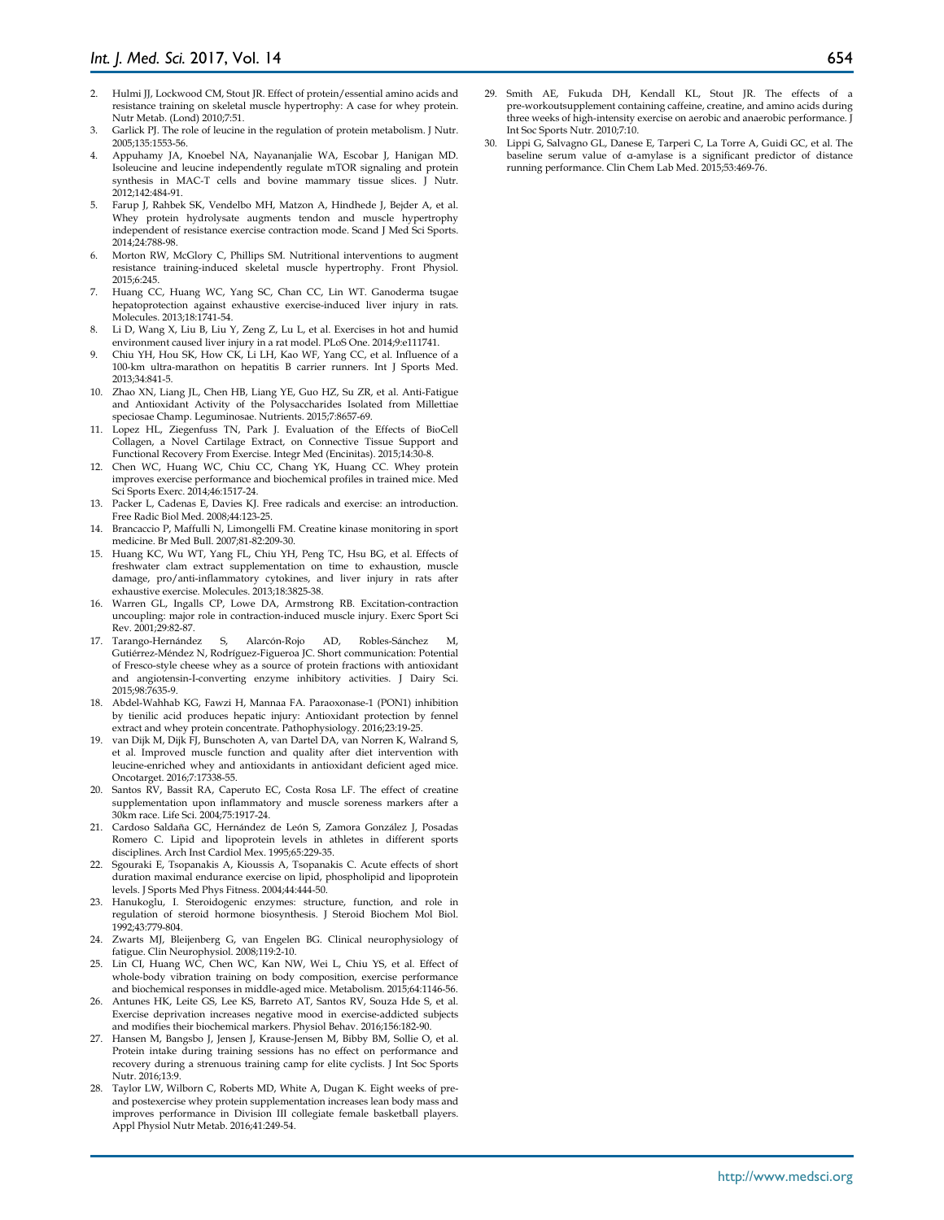2. Hulmi JJ, Lockwood CM, Stout JR. Effect of protein/essential amino acids and resistance training on skeletal muscle hypertrophy: A case for whey protein. Nutr Metab. (Lond) 2010;7:51.
3. Garlick PJ. The role of leucine in the regulation of protein metabolism. J Nutr. 2005;135:1553-56.
4. Appuhamy JA, Knoebel NA, Nayananjalie WA, Escobar J, Hanigan MD. Isoleucine and leucine independently regulate mTOR signaling and protein synthesis in MAC-T cells and bovine mammary tissue slices. J Nutr. 2012;142:484-91.
5. Farup J, Rahbek SK, Vendelbo MH, Matzon A, Hindhede J, Bejder A, et al. Whey protein hydrolysate augments tendon and muscle hypertrophy independent of resistance exercise contraction mode. Scand J Med Sci Sports. 2014;24:788-98.
6. Morton RW, McGlory C, Phillips SM. Nutritional interventions to augment resistance training-induced skeletal muscle hypertrophy. Front Physiol. 2015;6:245.
7. Huang CC, Huang WC, Yang SC, Chan CC, Lin WT. Ganoderma tsugae hepatoprotection against exhaustive exercise-induced liver injury in rats. Molecules. 2013;18:1741-54.
8. Li D, Wang X, Liu B, Liu Y, Zeng Z, Lu L, et al. Exercises in hot and humid environment caused liver injury in a rat model. PLoS One. 2014;9:e111741.
9. Chiu YH, Hou SK, How CK, Li LH, Kao WF, Yang CC, et al. Influence of a 100-km ultra-marathon on hepatitis B carrier runners. Int J Sports Med. 2013;34:841-5.
10. Zhao XN, Liang JL, Chen HB, Liang YE, Guo HZ, Su ZR, et al. Anti-Fatigue and Antioxidant Activity of the Polysaccharides Isolated from Millettiae speciosae Champ. Leguminosae. Nutrients. 2015;7:8657-69.
11. Lopez HL, Ziegenfuss TN, Park J. Evaluation of the Effects of BioCell Collagen, a Novel Cartilage Extract, on Connective Tissue Support and Functional Recovery From Exercise. Integr Med (Encinitas). 2015;14:30-8.
12. Chen WC, Huang WC, Chiu CC, Chang YK, Huang CC. Whey protein improves exercise performance and biochemical profiles in trained mice. Med Sci Sports Exerc. 2014;46:1517-24.
13. Packer L, Cadenas E, Davies KJ. Free radicals and exercise: an introduction. Free Radic Biol Med. 2008;44:123-25.
14. Brancaccio P, Maffulli N, Limongelli FM. Creatine kinase monitoring in sport medicine. Br Med Bull. 2007;81-82:209-30.
15. Huang KC, Wu WT, Yang FL, Chiu YH, Peng TC, Hsu BG, et al. Effects of freshwater clam extract supplementation on time to exhaustion, muscle damage, pro/anti-inflammatory cytokines, and liver injury in rats after exhaustive exercise. Molecules. 2013;18:3825-38.
16. Warren GL, Ingalls CP, Lowe DA, Armstrong RB. Excitation-contraction uncoupling: major role in contraction-induced muscle injury. Exerc Sport Sci Rev. 2001;29:82-87.
17. Tarango-Hernández S, Alarcón-Rojo AD, Robles-Sánchez M, Gutiérrez-Méndez N, Rodríguez-Figueroa JC. Short communication: Potential of Fresco-style cheese whey as a source of protein fractions with antioxidant and angiotensin-I-converting enzyme inhibitory activities. J Dairy Sci. 2015;98:7635-9.
18. Abdel-Wahhab KG, Fawzi H, Mannaa FA. Paraoxonase-1 (PON1) inhibition by tienilic acid produces hepatic injury: Antioxidant protection by fennel extract and whey protein concentrate. Pathophysiology. 2016;23:19-25.
19. van Dijk M, Dijk FJ, Bunschoten A, van Dartel DA, van Norren K, Walrand S, et al. Improved muscle function and quality after diet intervention with leucine-enriched whey and antioxidants in antioxidant deficient aged mice. Oncotarget. 2016;7:17338-55.
20. Santos RV, Bassit RA, Caperuto EC, Costa Rosa LF. The effect of creatine supplementation upon inflammatory and muscle soreness markers after a 30km race. Life Sci. 2004;75:1917-24.
21. Cardoso Saldaña GC, Hernández de León S, Zamora González J, Posadas Romero C. Lipid and lipoprotein levels in athletes in different sports disciplines. Arch Inst Cardiol Mex. 1995;65:229-35.
22. Sgouraki E, Tsopanakis A, Kioussis A, Tsopanakis C. Acute effects of short duration maximal endurance exercise on lipid, phospholipid and lipoprotein levels. J Sports Med Phys Fitness. 2004;44:444-50.
23. Hanukoglu, I. Steroidogenic enzymes: structure, function, and role in regulation of steroid hormone biosynthesis. J Steroid Biochem Mol Biol. 1992;43:779-804.
24. Zwarts MJ, Bleijenberg G, van Engelen BG. Clinical neurophysiology of fatigue. Clin Neurophysiol. 2008;119:2-10.
25. Lin CI, Huang WC, Chen WC, Kan NW, Wei L, Chiu YS, et al. Effect of whole-body vibration training on body composition, exercise performance and biochemical responses in middle-aged mice. Metabolism. 2015;64:1146-56.
26. Antunes HK, Leite GS, Lee KS, Barreto AT, Santos RV, Souza Hde S, et al. Exercise deprivation increases negative mood in exercise-addicted subjects and modifies their biochemical markers. Physiol Behav. 2016;156:182-90.
27. Hansen M, Bangsbo J, Jensen J, Krause-Jensen M, Bibby BM, Sollie O, et al. Protein intake during training sessions has no effect on performance and recovery during a strenuous training camp for elite cyclists. J Int Soc Sports Nutr. 2016;13:9.
28. Taylor LW, Wilborn C, Roberts MD, White A, Dugan K. Eight weeks of pre- and postexercise whey protein supplementation increases lean body mass and improves performance in Division III collegiate female basketball players. Appl Physiol Nutr Metab. 2016;41:249-54.
29. Smith AE, Fukuda DH, Kendall KL, Stout JR. The effects of a pre-workoutsupplement containing caffeine, creatine, and amino acids during three weeks of high-intensity exercise on aerobic and anaerobic performance. J Int Soc Sports Nutr. 2010;7:10.
30. Lippi G, Salvagno GL, Danese E, Tarperi C, La Torre A, Guidi GC, et al. The baseline serum value of α-amylase is a significant predictor of distance running performance. Clin Chem Lab Med. 2015;53:469-76.